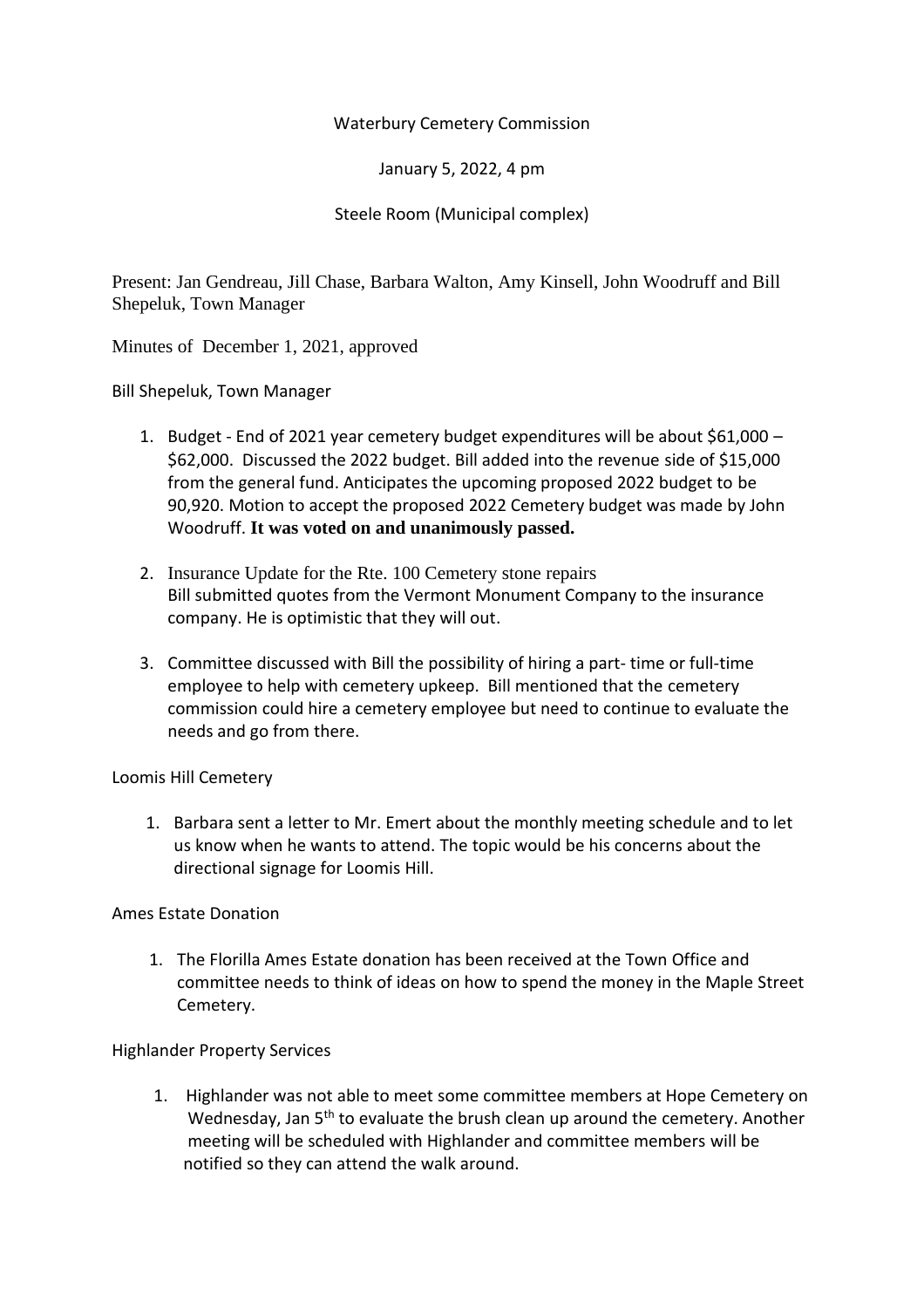Waterbury Cemetery Commission

January 5, 2022, 4 pm

Steele Room (Municipal complex)

Present: Jan Gendreau, Jill Chase, Barbara Walton, Amy Kinsell, John Woodruff and Bill Shepeluk, Town Manager

Minutes of December 1, 2021, approved

Bill Shepeluk, Town Manager

1. Budget - End of 2021 year cemetery budget expenditures will be about $61,000 – $62,000. Discussed the 2022 budget. Bill added into the revenue side of $15,000 from the general fund. Anticipates the upcoming proposed 2022 budget to be 90,920. Motion to accept the proposed 2022 Cemetery budget was made by John Woodruff. **It was voted on and unanimously passed.**

2. Insurance Update for the Rte. 100 Cemetery stone repairs
   Bill submitted quotes from the Vermont Monument Company to the insurance company. He is optimistic that they will out.

3. Committee discussed with Bill the possibility of hiring a part- time or full-time employee to help with cemetery upkeep. Bill mentioned that the cemetery commission could hire a cemetery employee but need to continue to evaluate the needs and go from there.

Loomis Hill Cemetery

1. Barbara sent a letter to Mr. Emert about the monthly meeting schedule and to let us know when he wants to attend. The topic would be his concerns about the directional signage for Loomis Hill.

Ames Estate Donation

1. The Florilla Ames Estate donation has been received at the Town Office and committee needs to think of ideas on how to spend the money in the Maple Street Cemetery.

Highlander Property Services

1. Highlander was not able to meet some committee members at Hope Cemetery on Wednesday, Jan 5th to evaluate the brush clean up around the cemetery. Another meeting will be scheduled with Highlander and committee members will be notified so they can attend the walk around.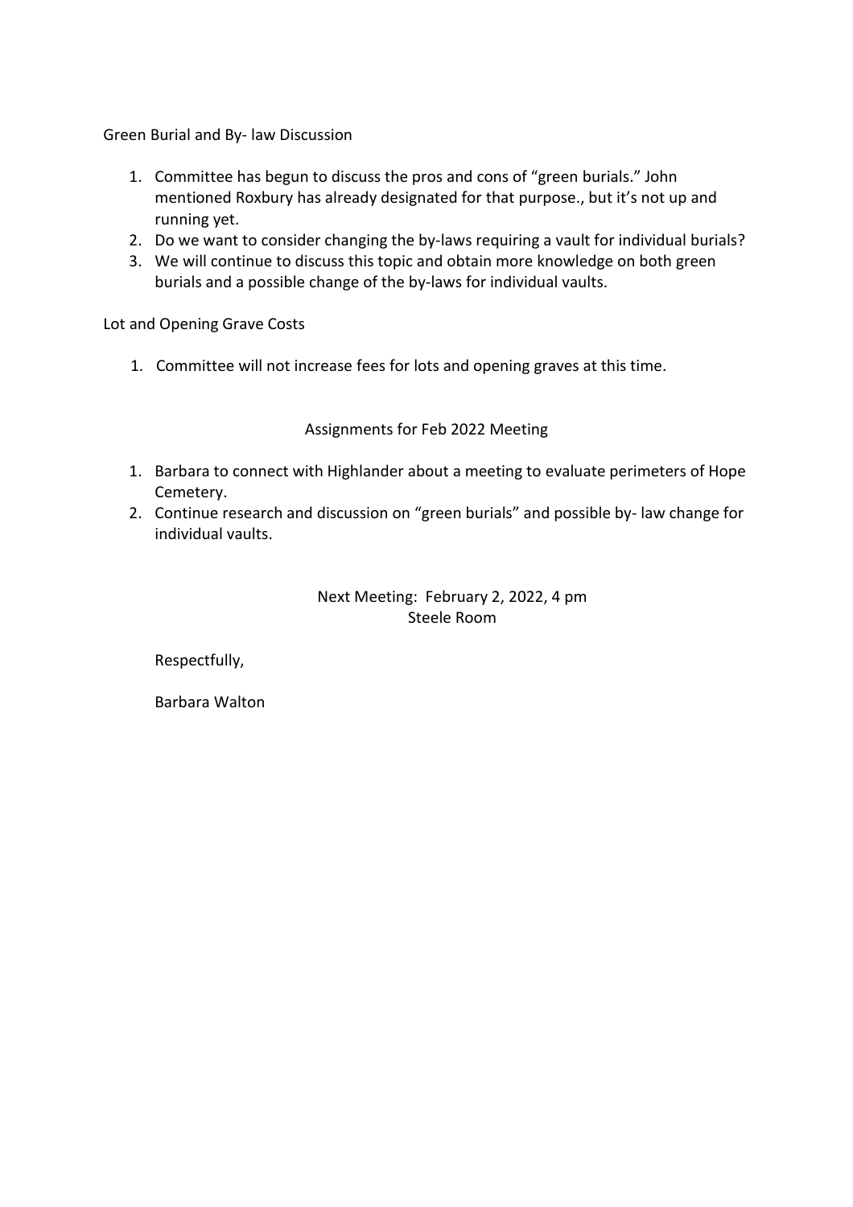Green Burial and By- law Discussion

1. Committee has begun to discuss the pros and cons of "green burials." John mentioned Roxbury has already designated for that purpose., but it's not up and running yet.
2. Do we want to consider changing the by-laws requiring a vault for individual burials?
3. We will continue to discuss this topic and obtain more knowledge on both green burials and a possible change of the by-laws for individual vaults.

Lot and Opening Grave Costs

1. Committee will not increase fees for lots and opening graves at this time.

Assignments for Feb 2022 Meeting

1. Barbara to connect with Highlander about a meeting to evaluate perimeters of Hope Cemetery.
2. Continue research and discussion on "green burials" and possible by- law change for individual vaults.

Next Meeting: February 2, 2022, 4 pm
Steele Room

Respectfully,

Barbara Walton